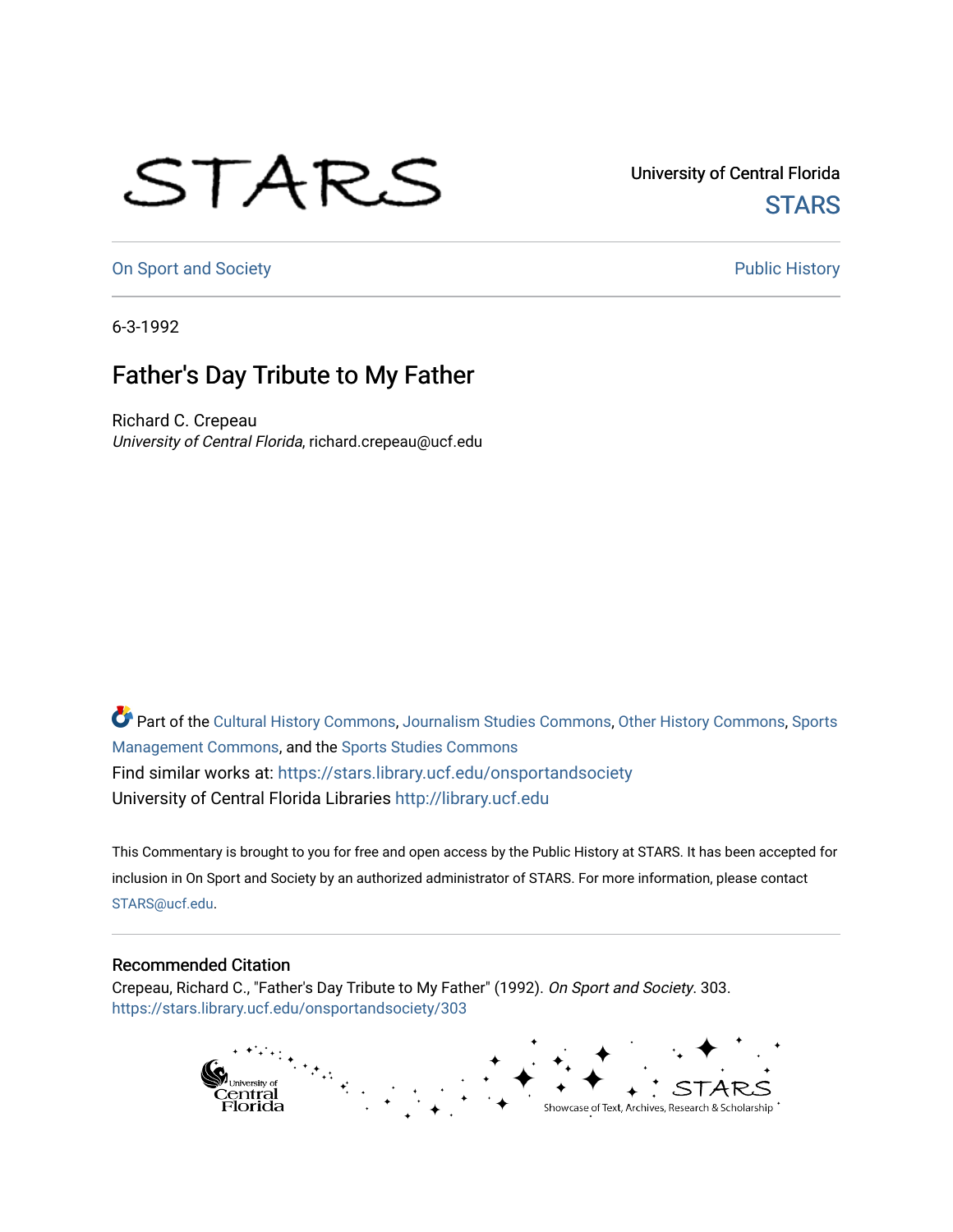University of Central Florida

STARS

On Sport and Society

Public History

6-3-1992

# Father's Day Tribute to My Father

Richard C. Crepeau

*University of Central Florida*, richard.crepeau@ucf.edu

Part of the Cultural History Commons, Journalism Studies Commons, Other History Commons, Sports Management Commons, and the Sports Studies Commons

Find similar works at: https://stars.library.ucf.edu/onsportandsociety

University of Central Florida Libraries http://library.ucf.edu

This Commentary is brought to you for free and open access by the Public History at STARS. It has been accepted for inclusion in On Sport and Society by an authorized administrator of STARS. For more information, please contact STARS@ucf.edu.

## Recommended Citation

Crepeau, Richard C., "Father's Day Tribute to My Father" (1992). *On Sport and Society*. 303.
https://stars.library.ucf.edu/onsportandsociety/303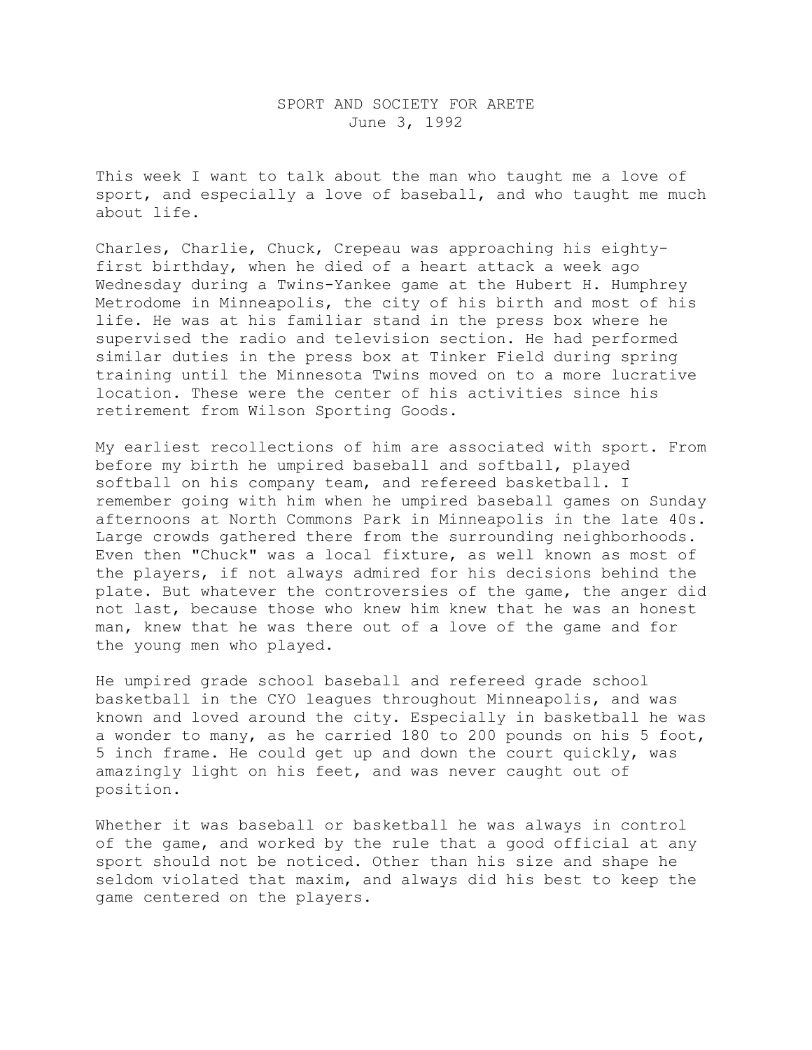SPORT AND SOCIETY FOR ARETE
June 3, 1992

This week I want to talk about the man who taught me a love of sport, and especially a love of baseball, and who taught me much about life.

Charles, Charlie, Chuck, Crepeau was approaching his eighty-first birthday, when he died of a heart attack a week ago Wednesday during a Twins-Yankee game at the Hubert H. Humphrey Metrodome in Minneapolis, the city of his birth and most of his life. He was at his familiar stand in the press box where he supervised the radio and television section. He had performed similar duties in the press box at Tinker Field during spring training until the Minnesota Twins moved on to a more lucrative location. These were the center of his activities since his retirement from Wilson Sporting Goods.

My earliest recollections of him are associated with sport. From before my birth he umpired baseball and softball, played softball on his company team, and refereed basketball. I remember going with him when he umpired baseball games on Sunday afternoons at North Commons Park in Minneapolis in the late 40s. Large crowds gathered there from the surrounding neighborhoods. Even then "Chuck" was a local fixture, as well known as most of the players, if not always admired for his decisions behind the plate. But whatever the controversies of the game, the anger did not last, because those who knew him knew that he was an honest man, knew that he was there out of a love of the game and for the young men who played.

He umpired grade school baseball and refereed grade school basketball in the CYO leagues throughout Minneapolis, and was known and loved around the city. Especially in basketball he was a wonder to many, as he carried 180 to 200 pounds on his 5 foot, 5 inch frame. He could get up and down the court quickly, was amazingly light on his feet, and was never caught out of position.

Whether it was baseball or basketball he was always in control of the game, and worked by the rule that a good official at any sport should not be noticed. Other than his size and shape he seldom violated that maxim, and always did his best to keep the game centered on the players.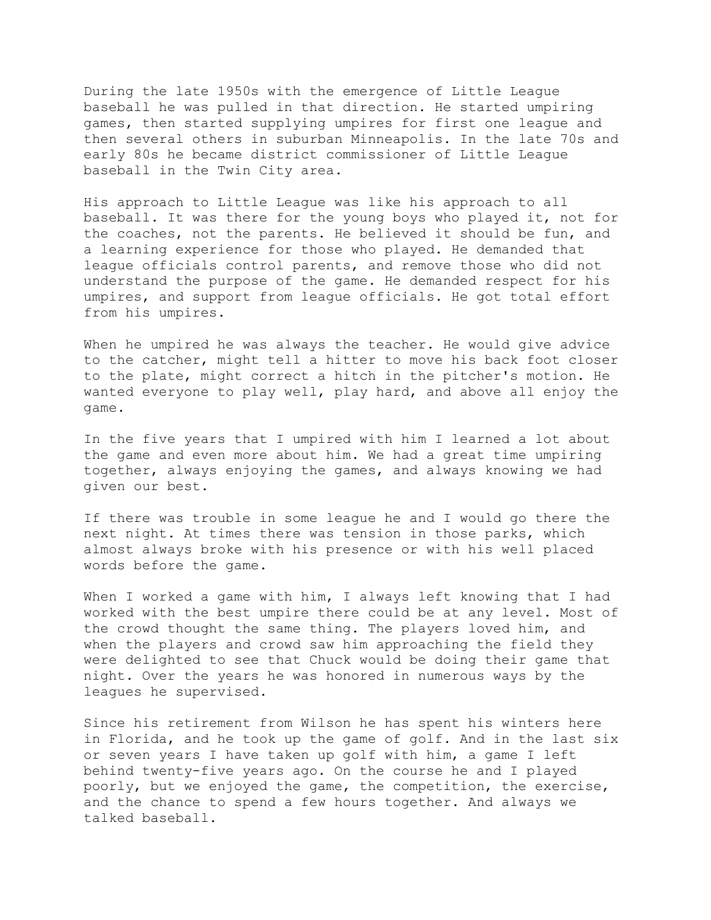During the late 1950s with the emergence of Little League baseball he was pulled in that direction. He started umpiring games, then started supplying umpires for first one league and then several others in suburban Minneapolis. In the late 70s and early 80s he became district commissioner of Little League baseball in the Twin City area.

His approach to Little League was like his approach to all baseball. It was there for the young boys who played it, not for the coaches, not the parents. He believed it should be fun, and a learning experience for those who played. He demanded that league officials control parents, and remove those who did not understand the purpose of the game. He demanded respect for his umpires, and support from league officials. He got total effort from his umpires.

When he umpired he was always the teacher. He would give advice to the catcher, might tell a hitter to move his back foot closer to the plate, might correct a hitch in the pitcher's motion. He wanted everyone to play well, play hard, and above all enjoy the game.

In the five years that I umpired with him I learned a lot about the game and even more about him. We had a great time umpiring together, always enjoying the games, and always knowing we had given our best.

If there was trouble in some league he and I would go there the next night. At times there was tension in those parks, which almost always broke with his presence or with his well placed words before the game.

When I worked a game with him, I always left knowing that I had worked with the best umpire there could be at any level. Most of the crowd thought the same thing. The players loved him, and when the players and crowd saw him approaching the field they were delighted to see that Chuck would be doing their game that night. Over the years he was honored in numerous ways by the leagues he supervised.

Since his retirement from Wilson he has spent his winters here in Florida, and he took up the game of golf. And in the last six or seven years I have taken up golf with him, a game I left behind twenty-five years ago. On the course he and I played poorly, but we enjoyed the game, the competition, the exercise, and the chance to spend a few hours together. And always we talked baseball.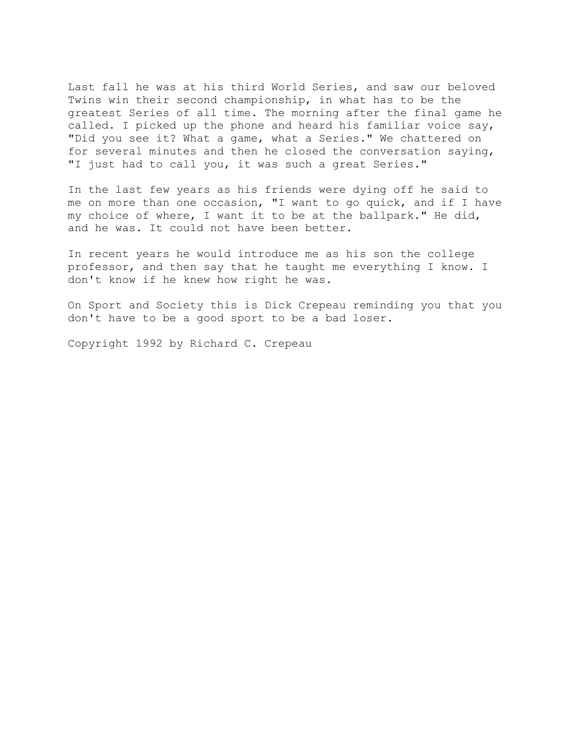Last fall he was at his third World Series, and saw our beloved Twins win their second championship, in what has to be the greatest Series of all time. The morning after the final game he called. I picked up the phone and heard his familiar voice say, "Did you see it? What a game, what a Series." We chattered on for several minutes and then he closed the conversation saying, "I just had to call you, it was such a great Series."

In the last few years as his friends were dying off he said to me on more than one occasion, "I want to go quick, and if I have my choice of where, I want it to be at the ballpark." He did, and he was. It could not have been better.

In recent years he would introduce me as his son the college professor, and then say that he taught me everything I know. I don't know if he knew how right he was.

On Sport and Society this is Dick Crepeau reminding you that you don't have to be a good sport to be a bad loser.

Copyright 1992 by Richard C. Crepeau